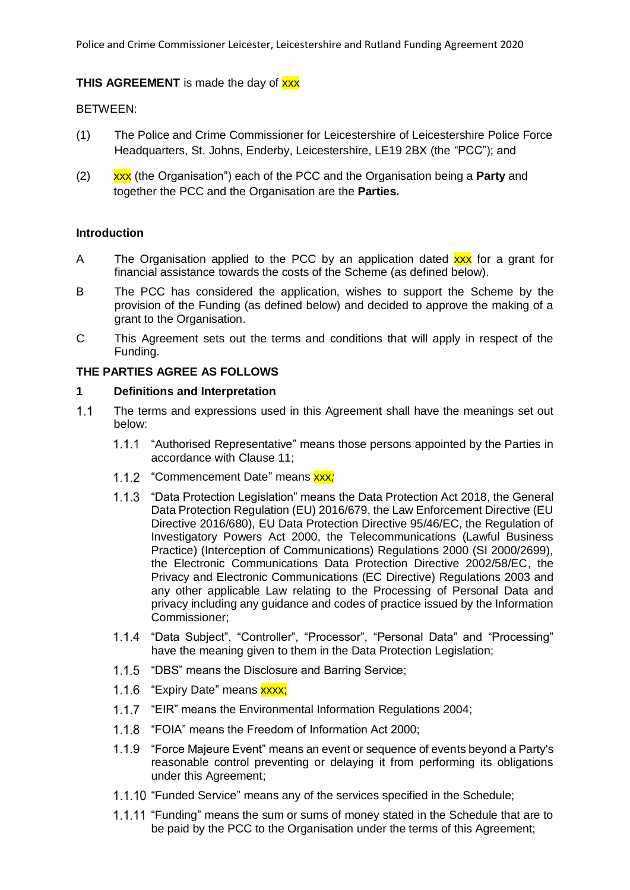**THIS AGREEMENT** is made the day of xxx

BETWEEN:

(1) The Police and Crime Commissioner for Leicestershire of Leicestershire Police Force Headquarters, St. Johns, Enderby, Leicestershire, LE19 2BX (the "PCC"); and

(2) xxx (the Organisation") each of the PCC and the Organisation being a **Party** and together the PCC and the Organisation are the **Parties.**

**Introduction**

A The Organisation applied to the PCC by an application dated xxx for a grant for financial assistance towards the costs of the Scheme (as defined below).

B The PCC has considered the application, wishes to support the Scheme by the provision of the Funding (as defined below) and decided to approve the making of a grant to the Organisation.

C This Agreement sets out the terms and conditions that will apply in respect of the Funding.

**THE PARTIES AGREE AS FOLLOWS**

**1 Definitions and Interpretation**

1.1 The terms and expressions used in this Agreement shall have the meanings set out below:

1.1.1 "Authorised Representative" means those persons appointed by the Parties in accordance with Clause 11;

1.1.2 "Commencement Date" means xxx*;*

1.1.3 "Data Protection Legislation" means the Data Protection Act 2018, the General Data Protection Regulation (EU) 2016/679, the Law Enforcement Directive (EU Directive 2016/680), EU Data Protection Directive 95/46/EC, the Regulation of Investigatory Powers Act 2000, the Telecommunications (Lawful Business Practice) (Interception of Communications) Regulations 2000 (SI 2000/2699), the Electronic Communications Data Protection Directive 2002/58/EC, the Privacy and Electronic Communications (EC Directive) Regulations 2003 and any other applicable Law relating to the Processing of Personal Data and privacy including any guidance and codes of practice issued by the Information Commissioner;

1.1.4 "Data Subject", "Controller", "Processor", "Personal Data" and "Processing" have the meaning given to them in the Data Protection Legislation;

1.1.5 "DBS" means the Disclosure and Barring Service;

1.1.6 "Expiry Date" means xxxx;

1.1.7 "EIR" means the Environmental Information Regulations 2004;

1.1.8 "FOIA" means the Freedom of Information Act 2000;

1.1.9 "Force Majeure Event" means an event or sequence of events beyond a Party's reasonable control preventing or delaying it from performing its obligations under this Agreement;

1.1.10 "Funded Service" means any of the services specified in the Schedule;

1.1.11 "Funding" means the sum or sums of money stated in the Schedule that are to be paid by the PCC to the Organisation under the terms of this Agreement;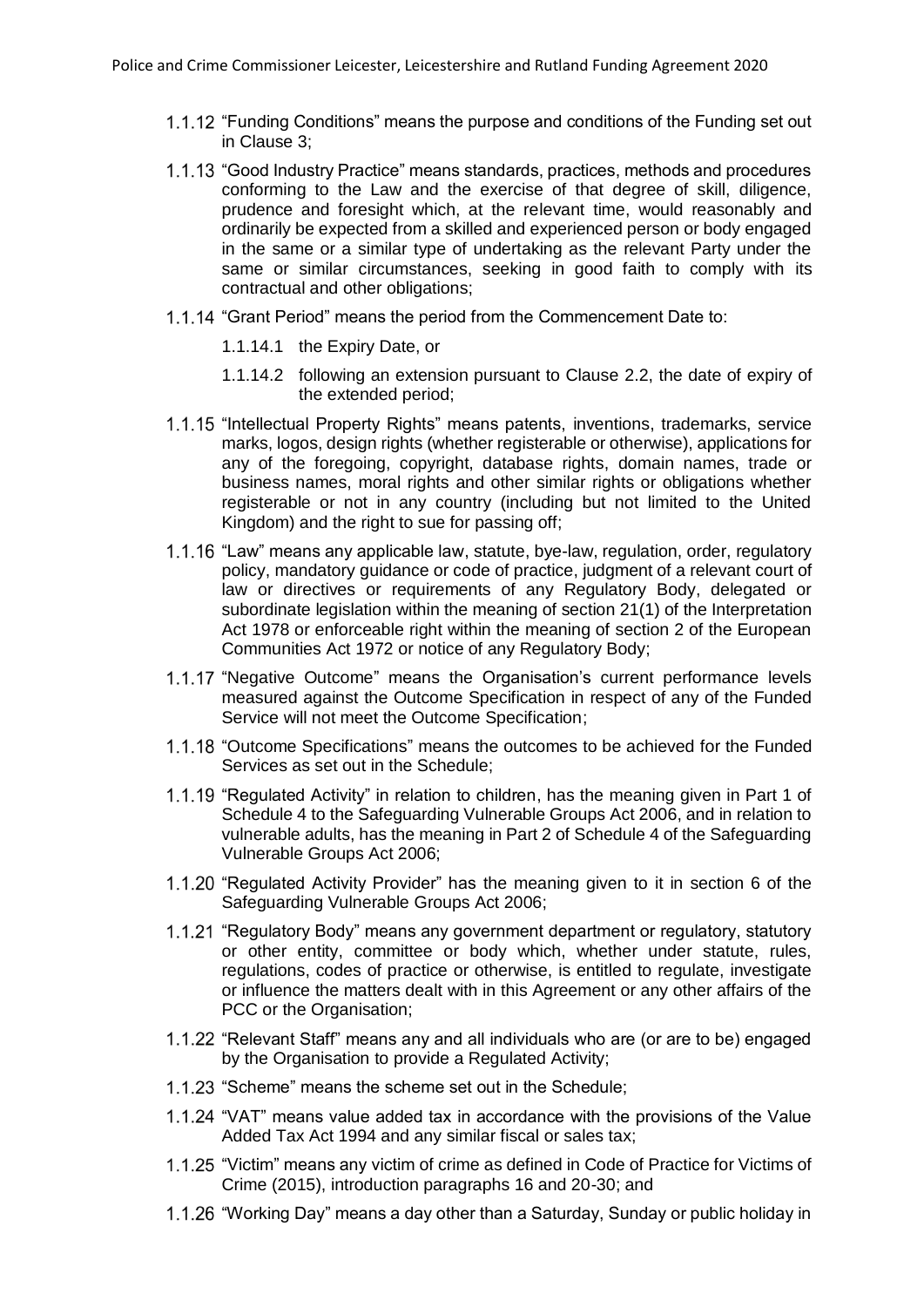1.1.12 "Funding Conditions" means the purpose and conditions of the Funding set out in Clause 3;

1.1.13 "Good Industry Practice" means standards, practices, methods and procedures conforming to the Law and the exercise of that degree of skill, diligence, prudence and foresight which, at the relevant time, would reasonably and ordinarily be expected from a skilled and experienced person or body engaged in the same or a similar type of undertaking as the relevant Party under the same or similar circumstances, seeking in good faith to comply with its contractual and other obligations;

1.1.14 "Grant Period" means the period from the Commencement Date to:

1.1.14.1 the Expiry Date, or

1.1.14.2 following an extension pursuant to Clause 2.2, the date of expiry of the extended period;

1.1.15 "Intellectual Property Rights" means patents, inventions, trademarks, service marks, logos, design rights (whether registerable or otherwise), applications for any of the foregoing, copyright, database rights, domain names, trade or business names, moral rights and other similar rights or obligations whether registerable or not in any country (including but not limited to the United Kingdom) and the right to sue for passing off;

1.1.16 "Law" means any applicable law, statute, bye-law, regulation, order, regulatory policy, mandatory guidance or code of practice, judgment of a relevant court of law or directives or requirements of any Regulatory Body, delegated or subordinate legislation within the meaning of section 21(1) of the Interpretation Act 1978 or enforceable right within the meaning of section 2 of the European Communities Act 1972 or notice of any Regulatory Body;

1.1.17 "Negative Outcome" means the Organisation's current performance levels measured against the Outcome Specification in respect of any of the Funded Service will not meet the Outcome Specification;

1.1.18 "Outcome Specifications" means the outcomes to be achieved for the Funded Services as set out in the Schedule;

1.1.19 "Regulated Activity" in relation to children, has the meaning given in Part 1 of Schedule 4 to the Safeguarding Vulnerable Groups Act 2006, and in relation to vulnerable adults, has the meaning in Part 2 of Schedule 4 of the Safeguarding Vulnerable Groups Act 2006;

1.1.20 "Regulated Activity Provider" has the meaning given to it in section 6 of the Safeguarding Vulnerable Groups Act 2006;

1.1.21 "Regulatory Body" means any government department or regulatory, statutory or other entity, committee or body which, whether under statute, rules, regulations, codes of practice or otherwise, is entitled to regulate, investigate or influence the matters dealt with in this Agreement or any other affairs of the PCC or the Organisation;

1.1.22 "Relevant Staff" means any and all individuals who are (or are to be) engaged by the Organisation to provide a Regulated Activity;

1.1.23 "Scheme" means the scheme set out in the Schedule;

1.1.24 "VAT" means value added tax in accordance with the provisions of the Value Added Tax Act 1994 and any similar fiscal or sales tax;

1.1.25 "Victim" means any victim of crime as defined in Code of Practice for Victims of Crime (2015), introduction paragraphs 16 and 20-30; and

1.1.26 "Working Day" means a day other than a Saturday, Sunday or public holiday in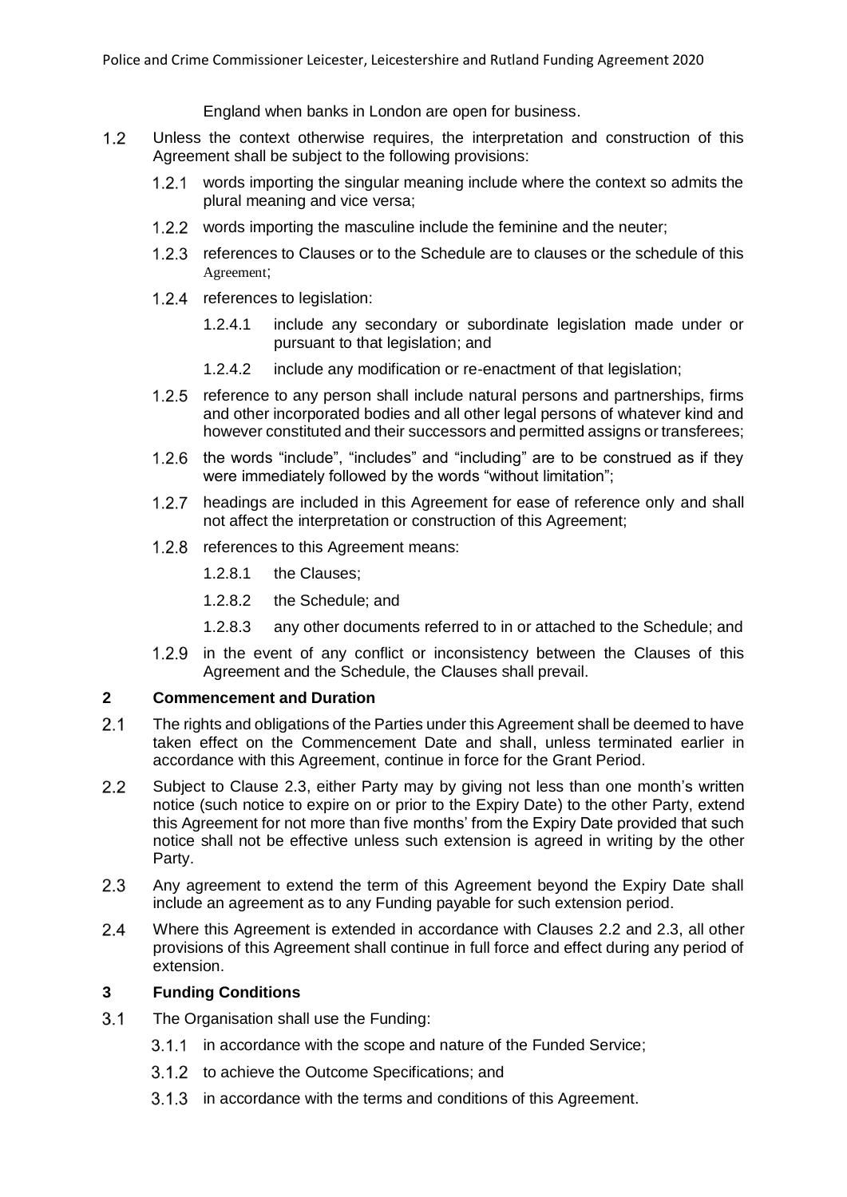England when banks in London are open for business.

1.2 Unless the context otherwise requires, the interpretation and construction of this Agreement shall be subject to the following provisions:

  1.2.1 words importing the singular meaning include where the context so admits the plural meaning and vice versa;

  1.2.2 words importing the masculine include the feminine and the neuter;

  1.2.3 references to Clauses or to the Schedule are to clauses or the schedule of this Agreement;

  1.2.4 references to legislation:

    1.2.4.1 include any secondary or subordinate legislation made under or pursuant to that legislation; and

    1.2.4.2 include any modification or re-enactment of that legislation;

  1.2.5 reference to any person shall include natural persons and partnerships, firms and other incorporated bodies and all other legal persons of whatever kind and however constituted and their successors and permitted assigns or transferees;

  1.2.6 the words "include", "includes" and "including" are to be construed as if they were immediately followed by the words "without limitation";

  1.2.7 headings are included in this Agreement for ease of reference only and shall not affect the interpretation or construction of this Agreement;

  1.2.8 references to this Agreement means:

    1.2.8.1 the Clauses;

    1.2.8.2 the Schedule; and

    1.2.8.3 any other documents referred to in or attached to the Schedule; and

  1.2.9 in the event of any conflict or inconsistency between the Clauses of this Agreement and the Schedule, the Clauses shall prevail.

## 2 Commencement and Duration

2.1 The rights and obligations of the Parties under this Agreement shall be deemed to have taken effect on the Commencement Date and shall, unless terminated earlier in accordance with this Agreement, continue in force for the Grant Period.

2.2 Subject to Clause 2.3, either Party may by giving not less than one month's written notice (such notice to expire on or prior to the Expiry Date) to the other Party, extend this Agreement for not more than five months' from the Expiry Date provided that such notice shall not be effective unless such extension is agreed in writing by the other Party.

2.3 Any agreement to extend the term of this Agreement beyond the Expiry Date shall include an agreement as to any Funding payable for such extension period.

2.4 Where this Agreement is extended in accordance with Clauses 2.2 and 2.3, all other provisions of this Agreement shall continue in full force and effect during any period of extension.

## 3 Funding Conditions

3.1 The Organisation shall use the Funding:

  3.1.1 in accordance with the scope and nature of the Funded Service;

  3.1.2 to achieve the Outcome Specifications; and

  3.1.3 in accordance with the terms and conditions of this Agreement.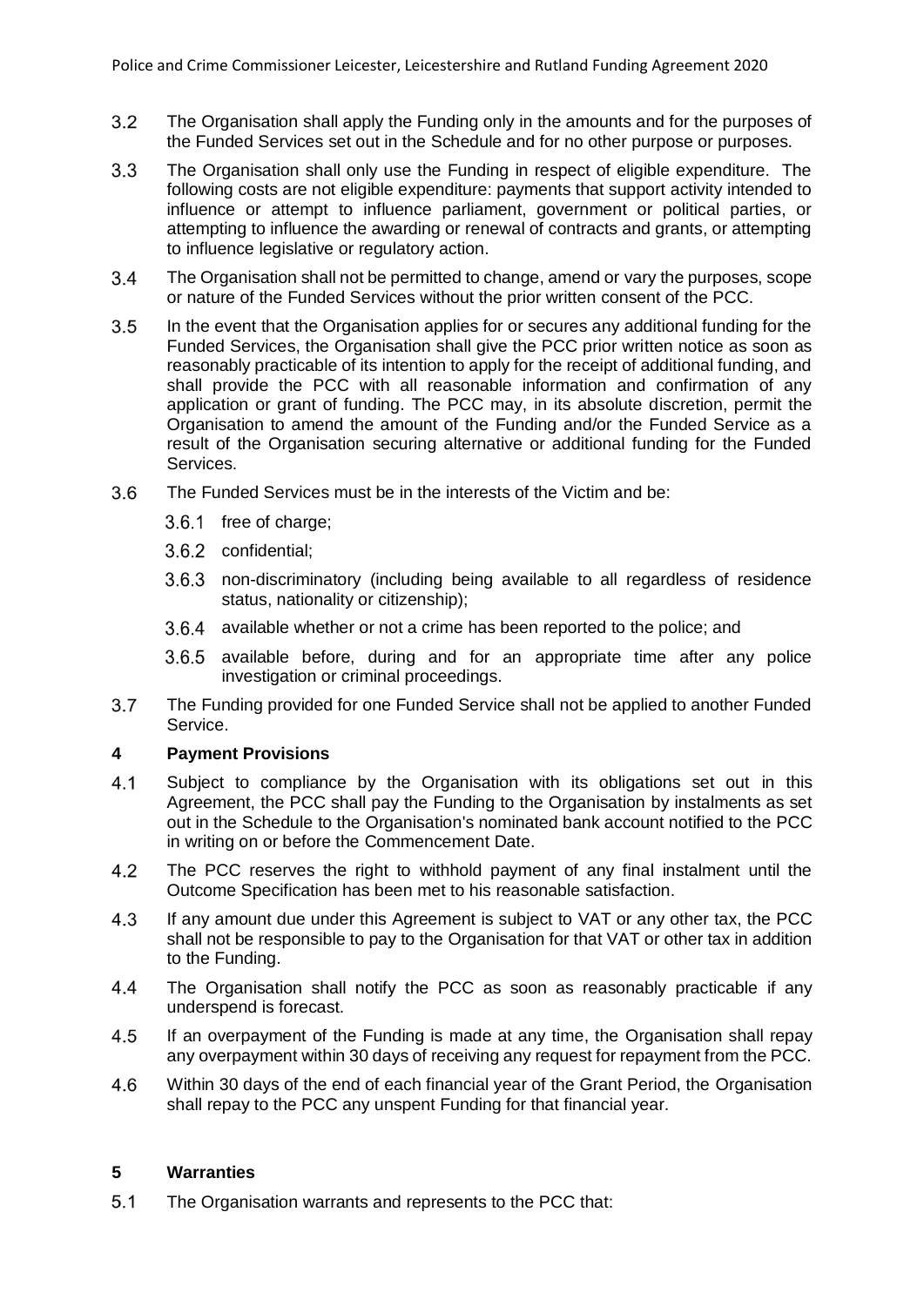3.2 The Organisation shall apply the Funding only in the amounts and for the purposes of the Funded Services set out in the Schedule and for no other purpose or purposes.

3.3 The Organisation shall only use the Funding in respect of eligible expenditure. The following costs are not eligible expenditure: payments that support activity intended to influence or attempt to influence parliament, government or political parties, or attempting to influence the awarding or renewal of contracts and grants, or attempting to influence legislative or regulatory action.

3.4 The Organisation shall not be permitted to change, amend or vary the purposes, scope or nature of the Funded Services without the prior written consent of the PCC.

3.5 In the event that the Organisation applies for or secures any additional funding for the Funded Services, the Organisation shall give the PCC prior written notice as soon as reasonably practicable of its intention to apply for the receipt of additional funding, and shall provide the PCC with all reasonable information and confirmation of any application or grant of funding. The PCC may, in its absolute discretion, permit the Organisation to amend the amount of the Funding and/or the Funded Service as a result of the Organisation securing alternative or additional funding for the Funded Services.

3.6 The Funded Services must be in the interests of the Victim and be:

3.6.1 free of charge;

3.6.2 confidential;

3.6.3 non-discriminatory (including being available to all regardless of residence status, nationality or citizenship);

3.6.4 available whether or not a crime has been reported to the police; and

3.6.5 available before, during and for an appropriate time after any police investigation or criminal proceedings.

3.7 The Funding provided for one Funded Service shall not be applied to another Funded Service.

## 4 Payment Provisions

4.1 Subject to compliance by the Organisation with its obligations set out in this Agreement, the PCC shall pay the Funding to the Organisation by instalments as set out in the Schedule to the Organisation's nominated bank account notified to the PCC in writing on or before the Commencement Date.

4.2 The PCC reserves the right to withhold payment of any final instalment until the Outcome Specification has been met to his reasonable satisfaction.

4.3 If any amount due under this Agreement is subject to VAT or any other tax, the PCC shall not be responsible to pay to the Organisation for that VAT or other tax in addition to the Funding.

4.4 The Organisation shall notify the PCC as soon as reasonably practicable if any underspend is forecast.

4.5 If an overpayment of the Funding is made at any time, the Organisation shall repay any overpayment within 30 days of receiving any request for repayment from the PCC.

4.6 Within 30 days of the end of each financial year of the Grant Period, the Organisation shall repay to the PCC any unspent Funding for that financial year.

## 5 Warranties

5.1 The Organisation warrants and represents to the PCC that: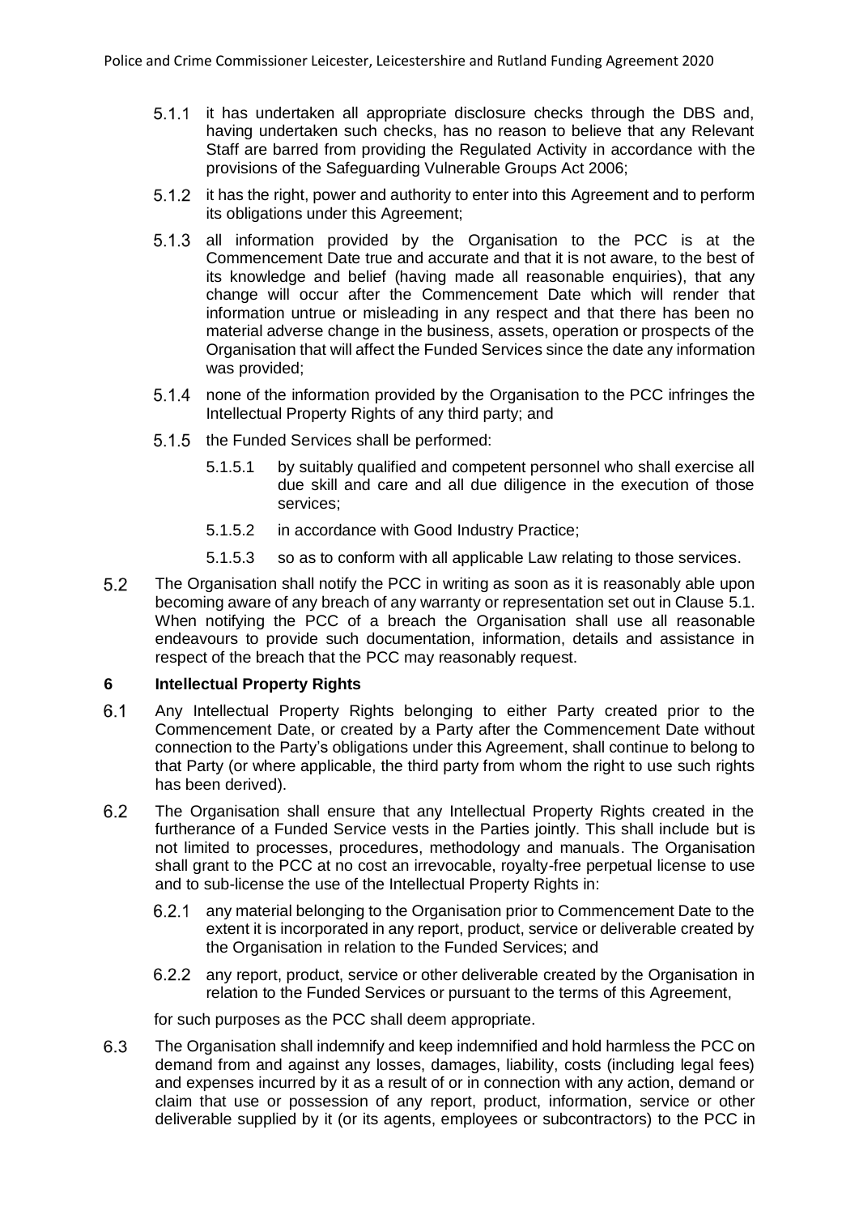5.1.1 it has undertaken all appropriate disclosure checks through the DBS and, having undertaken such checks, has no reason to believe that any Relevant Staff are barred from providing the Regulated Activity in accordance with the provisions of the Safeguarding Vulnerable Groups Act 2006;

5.1.2 it has the right, power and authority to enter into this Agreement and to perform its obligations under this Agreement;

5.1.3 all information provided by the Organisation to the PCC is at the Commencement Date true and accurate and that it is not aware, to the best of its knowledge and belief (having made all reasonable enquiries), that any change will occur after the Commencement Date which will render that information untrue or misleading in any respect and that there has been no material adverse change in the business, assets, operation or prospects of the Organisation that will affect the Funded Services since the date any information was provided;

5.1.4 none of the information provided by the Organisation to the PCC infringes the Intellectual Property Rights of any third party; and

5.1.5 the Funded Services shall be performed:

5.1.5.1 by suitably qualified and competent personnel who shall exercise all due skill and care and all due diligence in the execution of those services;

5.1.5.2 in accordance with Good Industry Practice;

5.1.5.3 so as to conform with all applicable Law relating to those services.

5.2 The Organisation shall notify the PCC in writing as soon as it is reasonably able upon becoming aware of any breach of any warranty or representation set out in Clause 5.1. When notifying the PCC of a breach the Organisation shall use all reasonable endeavours to provide such documentation, information, details and assistance in respect of the breach that the PCC may reasonably request.

## 6 Intellectual Property Rights

6.1 Any Intellectual Property Rights belonging to either Party created prior to the Commencement Date, or created by a Party after the Commencement Date without connection to the Party's obligations under this Agreement, shall continue to belong to that Party (or where applicable, the third party from whom the right to use such rights has been derived).

6.2 The Organisation shall ensure that any Intellectual Property Rights created in the furtherance of a Funded Service vests in the Parties jointly. This shall include but is not limited to processes, procedures, methodology and manuals. The Organisation shall grant to the PCC at no cost an irrevocable, royalty-free perpetual license to use and to sub-license the use of the Intellectual Property Rights in:

6.2.1 any material belonging to the Organisation prior to Commencement Date to the extent it is incorporated in any report, product, service or deliverable created by the Organisation in relation to the Funded Services; and

6.2.2 any report, product, service or other deliverable created by the Organisation in relation to the Funded Services or pursuant to the terms of this Agreement,

for such purposes as the PCC shall deem appropriate.

6.3 The Organisation shall indemnify and keep indemnified and hold harmless the PCC on demand from and against any losses, damages, liability, costs (including legal fees) and expenses incurred by it as a result of or in connection with any action, demand or claim that use or possession of any report, product, information, service or other deliverable supplied by it (or its agents, employees or subcontractors) to the PCC in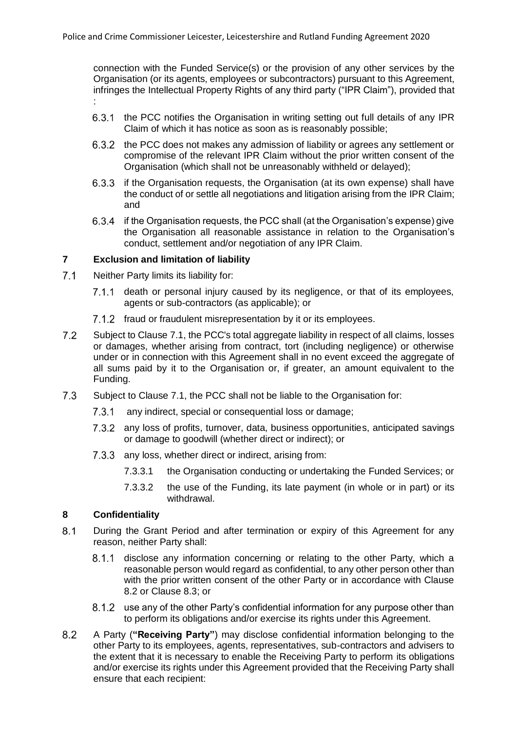connection with the Funded Service(s) or the provision of any other services by the Organisation (or its agents, employees or subcontractors) pursuant to this Agreement, infringes the Intellectual Property Rights of any third party ("IPR Claim"), provided that :

6.3.1 the PCC notifies the Organisation in writing setting out full details of any IPR Claim of which it has notice as soon as is reasonably possible;

6.3.2 the PCC does not makes any admission of liability or agrees any settlement or compromise of the relevant IPR Claim without the prior written consent of the Organisation (which shall not be unreasonably withheld or delayed);

6.3.3 if the Organisation requests, the Organisation (at its own expense) shall have the conduct of or settle all negotiations and litigation arising from the IPR Claim; and

6.3.4 if the Organisation requests, the PCC shall (at the Organisation's expense) give the Organisation all reasonable assistance in relation to the Organisation's conduct, settlement and/or negotiation of any IPR Claim.

## 7 Exclusion and limitation of liability

7.1 Neither Party limits its liability for:

7.1.1 death or personal injury caused by its negligence, or that of its employees, agents or sub-contractors (as applicable); or

7.1.2 fraud or fraudulent misrepresentation by it or its employees.

7.2 Subject to Clause 7.1, the PCC's total aggregate liability in respect of all claims, losses or damages, whether arising from contract, tort (including negligence) or otherwise under or in connection with this Agreement shall in no event exceed the aggregate of all sums paid by it to the Organisation or, if greater, an amount equivalent to the Funding.

7.3 Subject to Clause 7.1, the PCC shall not be liable to the Organisation for:

7.3.1 any indirect, special or consequential loss or damage;

7.3.2 any loss of profits, turnover, data, business opportunities, anticipated savings or damage to goodwill (whether direct or indirect); or

7.3.3 any loss, whether direct or indirect, arising from:

7.3.3.1 the Organisation conducting or undertaking the Funded Services; or

7.3.3.2 the use of the Funding, its late payment (in whole or in part) or its withdrawal.

## 8 Confidentiality

8.1 During the Grant Period and after termination or expiry of this Agreement for any reason, neither Party shall:

8.1.1 disclose any information concerning or relating to the other Party, which a reasonable person would regard as confidential, to any other person other than with the prior written consent of the other Party or in accordance with Clause 8.2 or Clause 8.3; or

8.1.2 use any of the other Party's confidential information for any purpose other than to perform its obligations and/or exercise its rights under this Agreement.

8.2 A Party (**"Receiving Party"**) may disclose confidential information belonging to the other Party to its employees, agents, representatives, sub-contractors and advisers to the extent that it is necessary to enable the Receiving Party to perform its obligations and/or exercise its rights under this Agreement provided that the Receiving Party shall ensure that each recipient: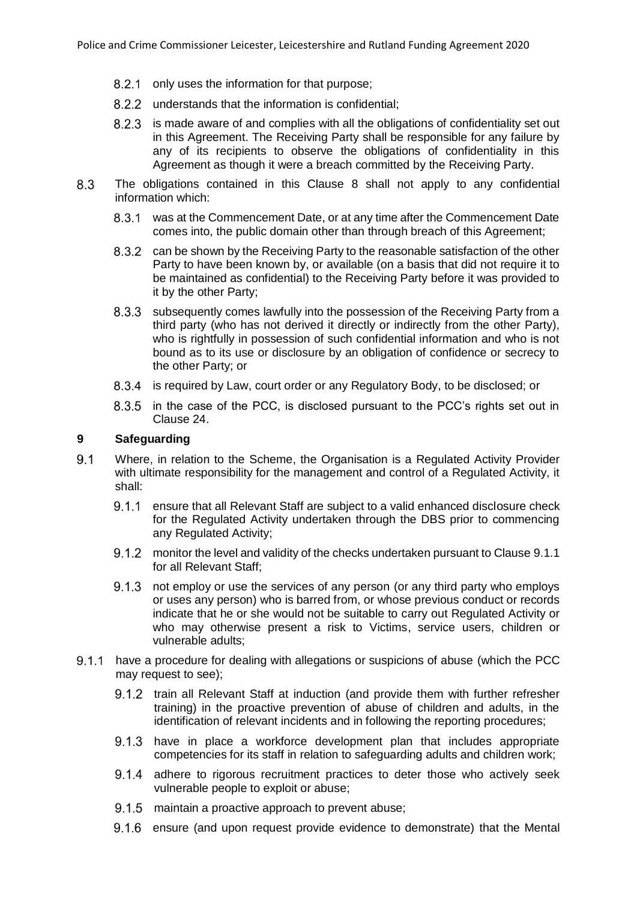8.2.1 only uses the information for that purpose;

8.2.2 understands that the information is confidential;

8.2.3 is made aware of and complies with all the obligations of confidentiality set out in this Agreement. The Receiving Party shall be responsible for any failure by any of its recipients to observe the obligations of confidentiality in this Agreement as though it were a breach committed by the Receiving Party.

8.3 The obligations contained in this Clause 8 shall not apply to any confidential information which:

8.3.1 was at the Commencement Date, or at any time after the Commencement Date comes into, the public domain other than through breach of this Agreement;

8.3.2 can be shown by the Receiving Party to the reasonable satisfaction of the other Party to have been known by, or available (on a basis that did not require it to be maintained as confidential) to the Receiving Party before it was provided to it by the other Party;

8.3.3 subsequently comes lawfully into the possession of the Receiving Party from a third party (who has not derived it directly or indirectly from the other Party), who is rightfully in possession of such confidential information and who is not bound as to its use or disclosure by an obligation of confidence or secrecy to the other Party; or

8.3.4 is required by Law, court order or any Regulatory Body, to be disclosed; or

8.3.5 in the case of the PCC, is disclosed pursuant to the PCC's rights set out in Clause 24.

## 9 Safeguarding

9.1 Where, in relation to the Scheme, the Organisation is a Regulated Activity Provider with ultimate responsibility for the management and control of a Regulated Activity, it shall:

9.1.1 ensure that all Relevant Staff are subject to a valid enhanced disclosure check for the Regulated Activity undertaken through the DBS prior to commencing any Regulated Activity;

9.1.2 monitor the level and validity of the checks undertaken pursuant to Clause 9.1.1 for all Relevant Staff;

9.1.3 not employ or use the services of any person (or any third party who employs or uses any person) who is barred from, or whose previous conduct or records indicate that he or she would not be suitable to carry out Regulated Activity or who may otherwise present a risk to Victims, service users, children or vulnerable adults;

9.1.1 have a procedure for dealing with allegations or suspicions of abuse (which the PCC may request to see);

9.1.2 train all Relevant Staff at induction (and provide them with further refresher training) in the proactive prevention of abuse of children and adults, in the identification of relevant incidents and in following the reporting procedures;

9.1.3 have in place a workforce development plan that includes appropriate competencies for its staff in relation to safeguarding adults and children work;

9.1.4 adhere to rigorous recruitment practices to deter those who actively seek vulnerable people to exploit or abuse;

9.1.5 maintain a proactive approach to prevent abuse;

9.1.6 ensure (and upon request provide evidence to demonstrate) that the Mental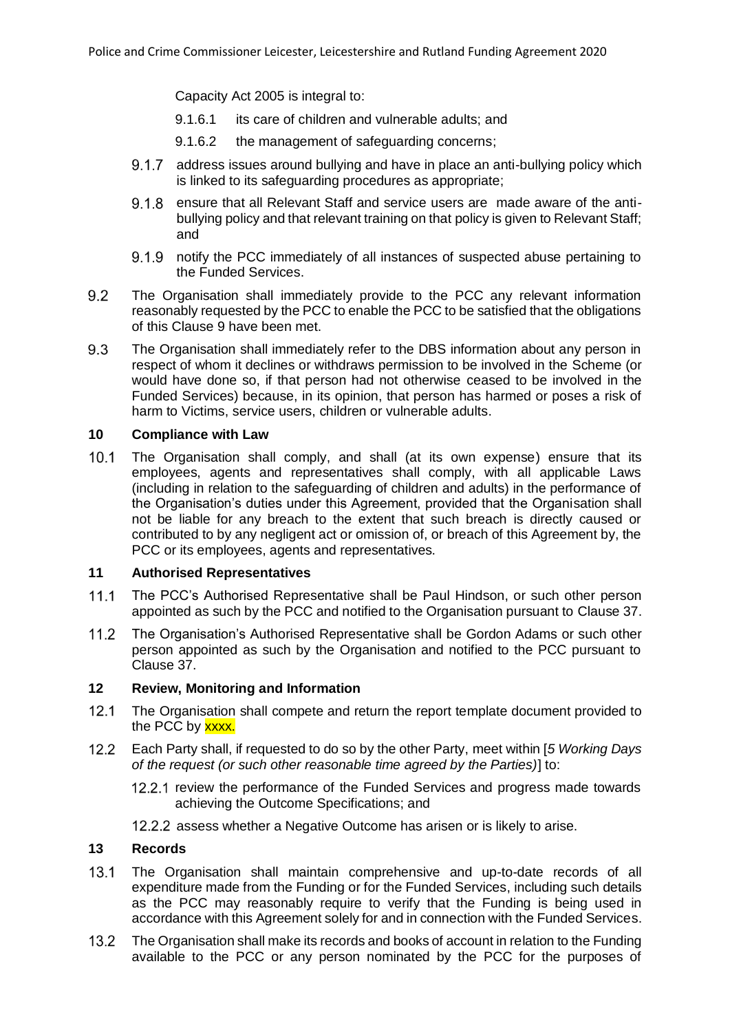Capacity Act 2005 is integral to:

9.1.6.1 its care of children and vulnerable adults; and

9.1.6.2 the management of safeguarding concerns;

9.1.7 address issues around bullying and have in place an anti-bullying policy which is linked to its safeguarding procedures as appropriate;

9.1.8 ensure that all Relevant Staff and service users are made aware of the anti-bullying policy and that relevant training on that policy is given to Relevant Staff; and

9.1.9 notify the PCC immediately of all instances of suspected abuse pertaining to the Funded Services.

9.2 The Organisation shall immediately provide to the PCC any relevant information reasonably requested by the PCC to enable the PCC to be satisfied that the obligations of this Clause 9 have been met.

9.3 The Organisation shall immediately refer to the DBS information about any person in respect of whom it declines or withdraws permission to be involved in the Scheme (or would have done so, if that person had not otherwise ceased to be involved in the Funded Services) because, in its opinion, that person has harmed or poses a risk of harm to Victims, service users, children or vulnerable adults.

**10 Compliance with Law**

10.1 The Organisation shall comply, and shall (at its own expense) ensure that its employees, agents and representatives shall comply, with all applicable Laws (including in relation to the safeguarding of children and adults) in the performance of the Organisation's duties under this Agreement, provided that the Organisation shall not be liable for any breach to the extent that such breach is directly caused or contributed to by any negligent act or omission of, or breach of this Agreement by, the PCC or its employees, agents and representatives.

**11 Authorised Representatives**

11.1 The PCC's Authorised Representative shall be Paul Hindson, or such other person appointed as such by the PCC and notified to the Organisation pursuant to Clause 37.

11.2 The Organisation's Authorised Representative shall be Gordon Adams or such other person appointed as such by the Organisation and notified to the PCC pursuant to Clause 37.

**12 Review, Monitoring and Information**

12.1 The Organisation shall compete and return the report template document provided to the PCC by xxxx.

12.2 Each Party shall, if requested to do so by the other Party, meet within [*5 Working Days of the request (or such other reasonable time agreed by the Parties)*] to:

12.2.1 review the performance of the Funded Services and progress made towards achieving the Outcome Specifications; and

12.2.2 assess whether a Negative Outcome has arisen or is likely to arise.

**13 Records**

13.1 The Organisation shall maintain comprehensive and up-to-date records of all expenditure made from the Funding or for the Funded Services, including such details as the PCC may reasonably require to verify that the Funding is being used in accordance with this Agreement solely for and in connection with the Funded Services.

13.2 The Organisation shall make its records and books of account in relation to the Funding available to the PCC or any person nominated by the PCC for the purposes of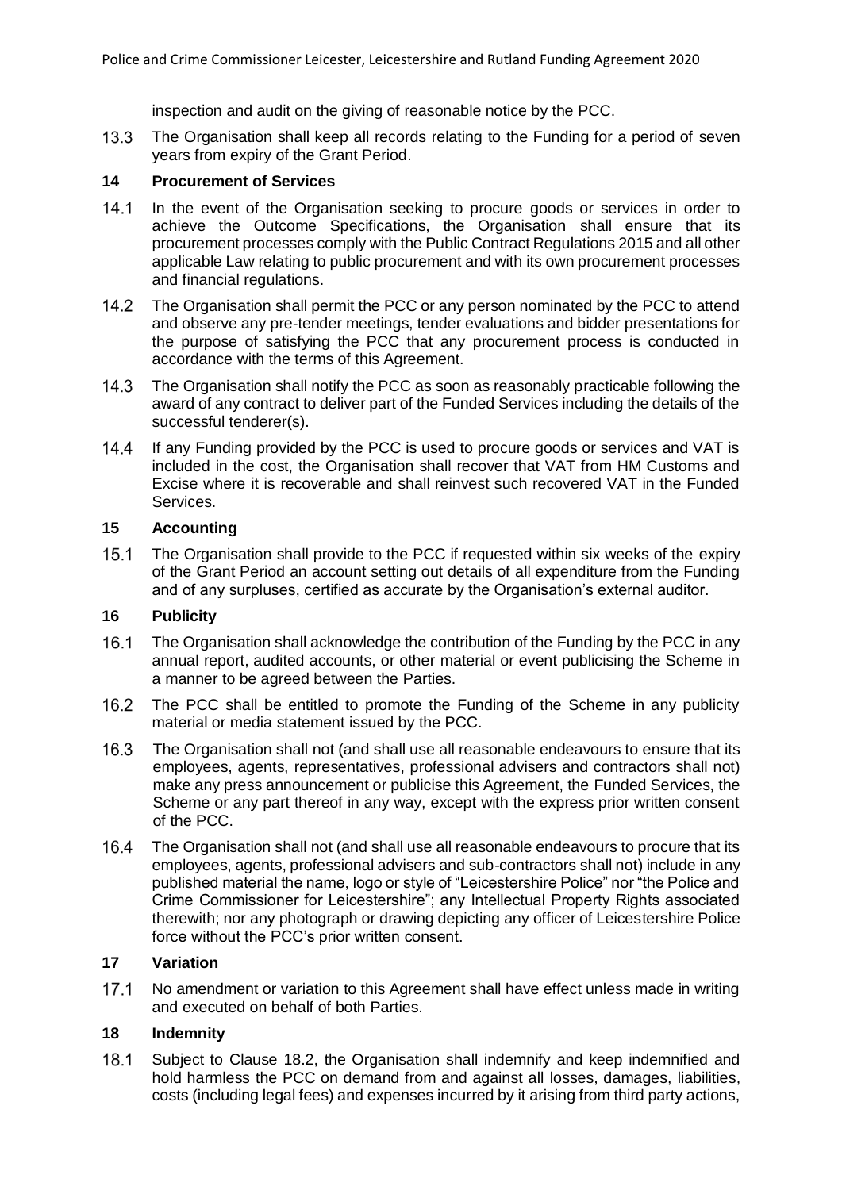inspection and audit on the giving of reasonable notice by the PCC.

13.3 The Organisation shall keep all records relating to the Funding for a period of seven years from expiry of the Grant Period.

## 14 Procurement of Services

14.1 In the event of the Organisation seeking to procure goods or services in order to achieve the Outcome Specifications, the Organisation shall ensure that its procurement processes comply with the Public Contract Regulations 2015 and all other applicable Law relating to public procurement and with its own procurement processes and financial regulations.

14.2 The Organisation shall permit the PCC or any person nominated by the PCC to attend and observe any pre-tender meetings, tender evaluations and bidder presentations for the purpose of satisfying the PCC that any procurement process is conducted in accordance with the terms of this Agreement.

14.3 The Organisation shall notify the PCC as soon as reasonably practicable following the award of any contract to deliver part of the Funded Services including the details of the successful tenderer(s).

14.4 If any Funding provided by the PCC is used to procure goods or services and VAT is included in the cost, the Organisation shall recover that VAT from HM Customs and Excise where it is recoverable and shall reinvest such recovered VAT in the Funded Services.

## 15 Accounting

15.1 The Organisation shall provide to the PCC if requested within six weeks of the expiry of the Grant Period an account setting out details of all expenditure from the Funding and of any surpluses, certified as accurate by the Organisation's external auditor.

## 16 Publicity

16.1 The Organisation shall acknowledge the contribution of the Funding by the PCC in any annual report, audited accounts, or other material or event publicising the Scheme in a manner to be agreed between the Parties.

16.2 The PCC shall be entitled to promote the Funding of the Scheme in any publicity material or media statement issued by the PCC.

16.3 The Organisation shall not (and shall use all reasonable endeavours to ensure that its employees, agents, representatives, professional advisers and contractors shall not) make any press announcement or publicise this Agreement, the Funded Services, the Scheme or any part thereof in any way, except with the express prior written consent of the PCC.

16.4 The Organisation shall not (and shall use all reasonable endeavours to procure that its employees, agents, professional advisers and sub-contractors shall not) include in any published material the name, logo or style of "Leicestershire Police" nor "the Police and Crime Commissioner for Leicestershire"; any Intellectual Property Rights associated therewith; nor any photograph or drawing depicting any officer of Leicestershire Police force without the PCC's prior written consent.

## 17 Variation

17.1 No amendment or variation to this Agreement shall have effect unless made in writing and executed on behalf of both Parties.

## 18 Indemnity

18.1 Subject to Clause 18.2, the Organisation shall indemnify and keep indemnified and hold harmless the PCC on demand from and against all losses, damages, liabilities, costs (including legal fees) and expenses incurred by it arising from third party actions,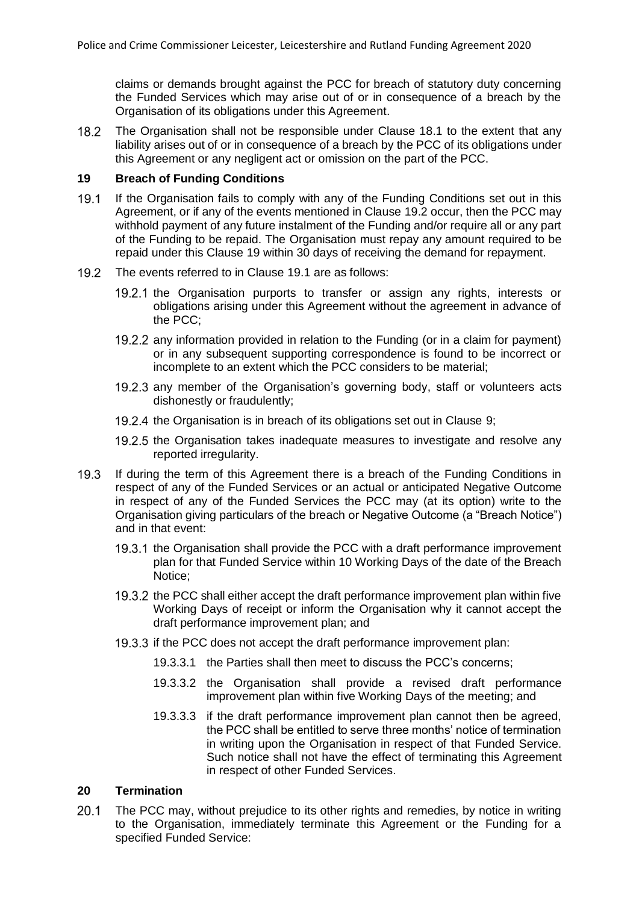claims or demands brought against the PCC for breach of statutory duty concerning the Funded Services which may arise out of or in consequence of a breach by the Organisation of its obligations under this Agreement.

18.2 The Organisation shall not be responsible under Clause 18.1 to the extent that any liability arises out of or in consequence of a breach by the PCC of its obligations under this Agreement or any negligent act or omission on the part of the PCC.

## 19 Breach of Funding Conditions

19.1 If the Organisation fails to comply with any of the Funding Conditions set out in this Agreement, or if any of the events mentioned in Clause 19.2 occur, then the PCC may withhold payment of any future instalment of the Funding and/or require all or any part of the Funding to be repaid. The Organisation must repay any amount required to be repaid under this Clause 19 within 30 days of receiving the demand for repayment.

19.2 The events referred to in Clause 19.1 are as follows:

19.2.1 the Organisation purports to transfer or assign any rights, interests or obligations arising under this Agreement without the agreement in advance of the PCC;

19.2.2 any information provided in relation to the Funding (or in a claim for payment) or in any subsequent supporting correspondence is found to be incorrect or incomplete to an extent which the PCC considers to be material;

19.2.3 any member of the Organisation's governing body, staff or volunteers acts dishonestly or fraudulently;

19.2.4 the Organisation is in breach of its obligations set out in Clause 9;

19.2.5 the Organisation takes inadequate measures to investigate and resolve any reported irregularity.

19.3 If during the term of this Agreement there is a breach of the Funding Conditions in respect of any of the Funded Services or an actual or anticipated Negative Outcome in respect of any of the Funded Services the PCC may (at its option) write to the Organisation giving particulars of the breach or Negative Outcome (a "Breach Notice") and in that event:

19.3.1 the Organisation shall provide the PCC with a draft performance improvement plan for that Funded Service within 10 Working Days of the date of the Breach Notice;

19.3.2 the PCC shall either accept the draft performance improvement plan within five Working Days of receipt or inform the Organisation why it cannot accept the draft performance improvement plan; and

19.3.3 if the PCC does not accept the draft performance improvement plan:

19.3.3.1 the Parties shall then meet to discuss the PCC's concerns;

19.3.3.2 the Organisation shall provide a revised draft performance improvement plan within five Working Days of the meeting; and

19.3.3.3 if the draft performance improvement plan cannot then be agreed, the PCC shall be entitled to serve three months' notice of termination in writing upon the Organisation in respect of that Funded Service. Such notice shall not have the effect of terminating this Agreement in respect of other Funded Services.

## 20 Termination

20.1 The PCC may, without prejudice to its other rights and remedies, by notice in writing to the Organisation, immediately terminate this Agreement or the Funding for a specified Funded Service: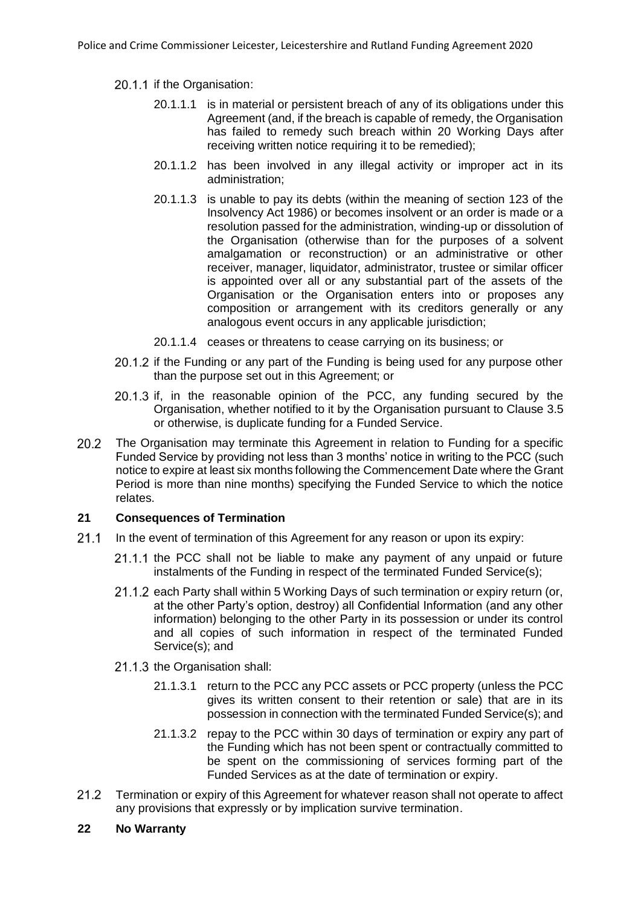20.1.1 if the Organisation:

20.1.1.1 is in material or persistent breach of any of its obligations under this Agreement (and, if the breach is capable of remedy, the Organisation has failed to remedy such breach within 20 Working Days after receiving written notice requiring it to be remedied);

20.1.1.2 has been involved in any illegal activity or improper act in its administration;

20.1.1.3 is unable to pay its debts (within the meaning of section 123 of the Insolvency Act 1986) or becomes insolvent or an order is made or a resolution passed for the administration, winding-up or dissolution of the Organisation (otherwise than for the purposes of a solvent amalgamation or reconstruction) or an administrative or other receiver, manager, liquidator, administrator, trustee or similar officer is appointed over all or any substantial part of the assets of the Organisation or the Organisation enters into or proposes any composition or arrangement with its creditors generally or any analogous event occurs in any applicable jurisdiction;

20.1.1.4 ceases or threatens to cease carrying on its business; or

20.1.2 if the Funding or any part of the Funding is being used for any purpose other than the purpose set out in this Agreement; or

20.1.3 if, in the reasonable opinion of the PCC, any funding secured by the Organisation, whether notified to it by the Organisation pursuant to Clause 3.5 or otherwise, is duplicate funding for a Funded Service.

20.2 The Organisation may terminate this Agreement in relation to Funding for a specific Funded Service by providing not less than 3 months' notice in writing to the PCC (such notice to expire at least six months following the Commencement Date where the Grant Period is more than nine months) specifying the Funded Service to which the notice relates.

## 21 Consequences of Termination

21.1 In the event of termination of this Agreement for any reason or upon its expiry:

21.1.1 the PCC shall not be liable to make any payment of any unpaid or future instalments of the Funding in respect of the terminated Funded Service(s);

21.1.2 each Party shall within 5 Working Days of such termination or expiry return (or, at the other Party's option, destroy) all Confidential Information (and any other information) belonging to the other Party in its possession or under its control and all copies of such information in respect of the terminated Funded Service(s); and

21.1.3 the Organisation shall:

21.1.3.1 return to the PCC any PCC assets or PCC property (unless the PCC gives its written consent to their retention or sale) that are in its possession in connection with the terminated Funded Service(s); and

21.1.3.2 repay to the PCC within 30 days of termination or expiry any part of the Funding which has not been spent or contractually committed to be spent on the commissioning of services forming part of the Funded Services as at the date of termination or expiry.

21.2 Termination or expiry of this Agreement for whatever reason shall not operate to affect any provisions that expressly or by implication survive termination.

## 22 No Warranty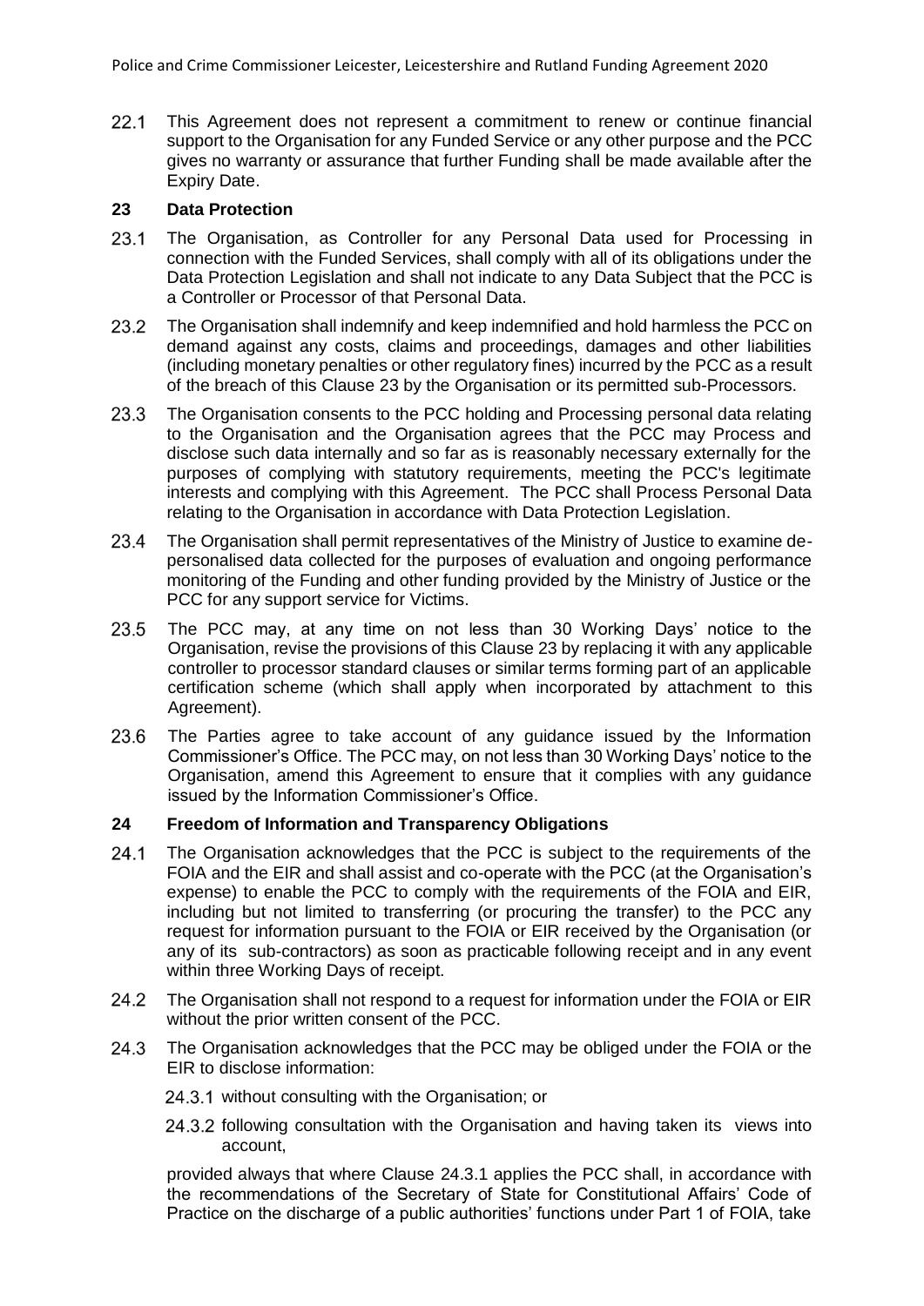22.1 This Agreement does not represent a commitment to renew or continue financial support to the Organisation for any Funded Service or any other purpose and the PCC gives no warranty or assurance that further Funding shall be made available after the Expiry Date.

## 23 Data Protection

23.1 The Organisation, as Controller for any Personal Data used for Processing in connection with the Funded Services, shall comply with all of its obligations under the Data Protection Legislation and shall not indicate to any Data Subject that the PCC is a Controller or Processor of that Personal Data.

23.2 The Organisation shall indemnify and keep indemnified and hold harmless the PCC on demand against any costs, claims and proceedings, damages and other liabilities (including monetary penalties or other regulatory fines) incurred by the PCC as a result of the breach of this Clause 23 by the Organisation or its permitted sub-Processors.

23.3 The Organisation consents to the PCC holding and Processing personal data relating to the Organisation and the Organisation agrees that the PCC may Process and disclose such data internally and so far as is reasonably necessary externally for the purposes of complying with statutory requirements, meeting the PCC's legitimate interests and complying with this Agreement. The PCC shall Process Personal Data relating to the Organisation in accordance with Data Protection Legislation.

23.4 The Organisation shall permit representatives of the Ministry of Justice to examine de-personalised data collected for the purposes of evaluation and ongoing performance monitoring of the Funding and other funding provided by the Ministry of Justice or the PCC for any support service for Victims.

23.5 The PCC may, at any time on not less than 30 Working Days' notice to the Organisation, revise the provisions of this Clause 23 by replacing it with any applicable controller to processor standard clauses or similar terms forming part of an applicable certification scheme (which shall apply when incorporated by attachment to this Agreement).

23.6 The Parties agree to take account of any guidance issued by the Information Commissioner's Office. The PCC may, on not less than 30 Working Days' notice to the Organisation, amend this Agreement to ensure that it complies with any guidance issued by the Information Commissioner's Office.

## 24 Freedom of Information and Transparency Obligations

24.1 The Organisation acknowledges that the PCC is subject to the requirements of the FOIA and the EIR and shall assist and co-operate with the PCC (at the Organisation's expense) to enable the PCC to comply with the requirements of the FOIA and EIR, including but not limited to transferring (or procuring the transfer) to the PCC any request for information pursuant to the FOIA or EIR received by the Organisation (or any of its sub-contractors) as soon as practicable following receipt and in any event within three Working Days of receipt.

24.2 The Organisation shall not respond to a request for information under the FOIA or EIR without the prior written consent of the PCC.

24.3 The Organisation acknowledges that the PCC may be obliged under the FOIA or the EIR to disclose information:

24.3.1 without consulting with the Organisation; or

24.3.2 following consultation with the Organisation and having taken its views into account,

provided always that where Clause 24.3.1 applies the PCC shall, in accordance with the recommendations of the Secretary of State for Constitutional Affairs' Code of Practice on the discharge of a public authorities' functions under Part 1 of FOIA, take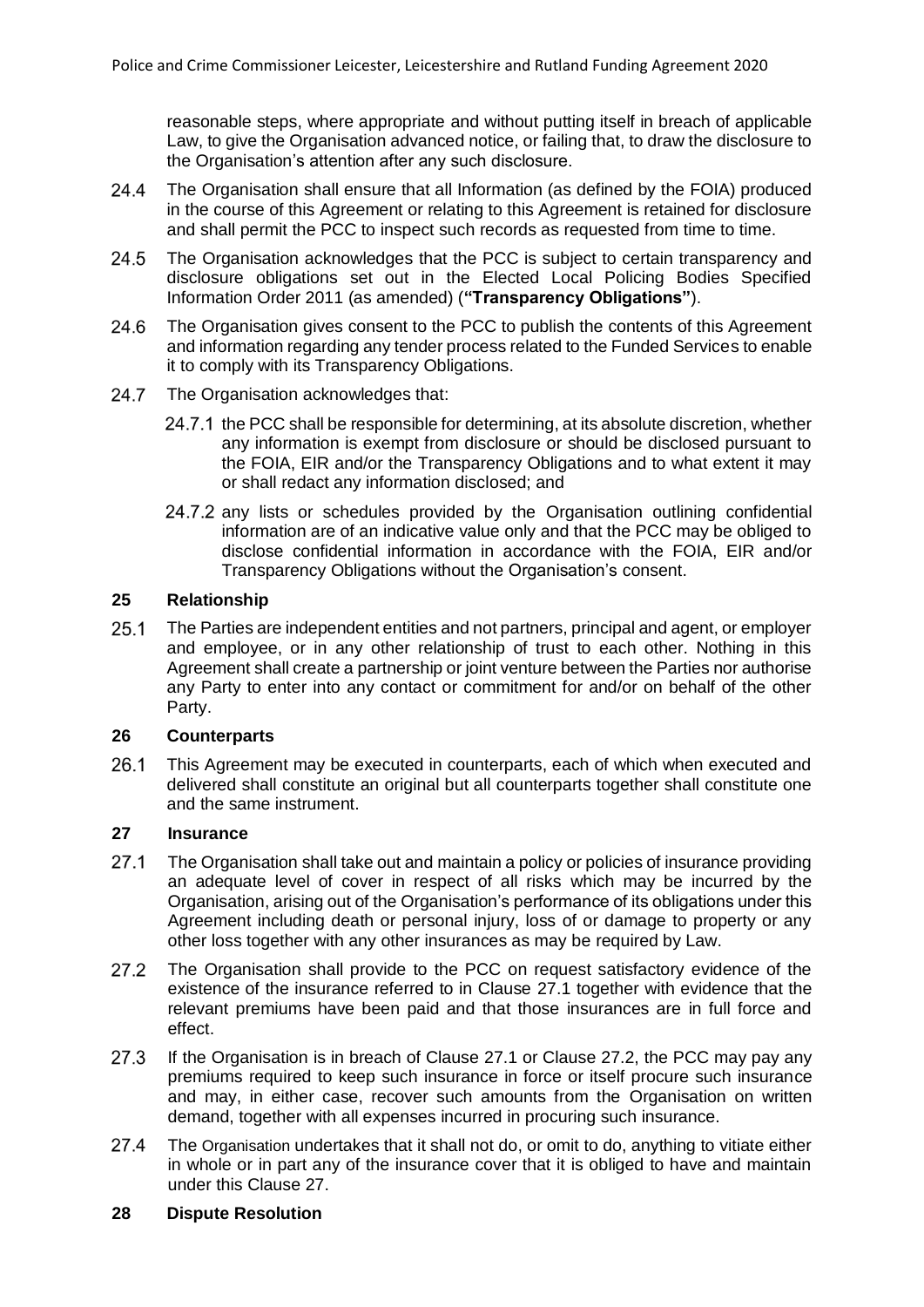reasonable steps, where appropriate and without putting itself in breach of applicable Law, to give the Organisation advanced notice, or failing that, to draw the disclosure to the Organisation's attention after any such disclosure.

24.4 The Organisation shall ensure that all Information (as defined by the FOIA) produced in the course of this Agreement or relating to this Agreement is retained for disclosure and shall permit the PCC to inspect such records as requested from time to time.

24.5 The Organisation acknowledges that the PCC is subject to certain transparency and disclosure obligations set out in the Elected Local Policing Bodies Specified Information Order 2011 (as amended) (**"Transparency Obligations"**).

24.6 The Organisation gives consent to the PCC to publish the contents of this Agreement and information regarding any tender process related to the Funded Services to enable it to comply with its Transparency Obligations.

24.7 The Organisation acknowledges that:

24.7.1 the PCC shall be responsible for determining, at its absolute discretion, whether any information is exempt from disclosure or should be disclosed pursuant to the FOIA, EIR and/or the Transparency Obligations and to what extent it may or shall redact any information disclosed; and

24.7.2 any lists or schedules provided by the Organisation outlining confidential information are of an indicative value only and that the PCC may be obliged to disclose confidential information in accordance with the FOIA, EIR and/or Transparency Obligations without the Organisation's consent.

## 25 Relationship

25.1 The Parties are independent entities and not partners, principal and agent, or employer and employee, or in any other relationship of trust to each other. Nothing in this Agreement shall create a partnership or joint venture between the Parties nor authorise any Party to enter into any contact or commitment for and/or on behalf of the other Party.

## 26 Counterparts

26.1 This Agreement may be executed in counterparts, each of which when executed and delivered shall constitute an original but all counterparts together shall constitute one and the same instrument.

## 27 Insurance

27.1 The Organisation shall take out and maintain a policy or policies of insurance providing an adequate level of cover in respect of all risks which may be incurred by the Organisation, arising out of the Organisation's performance of its obligations under this Agreement including death or personal injury, loss of or damage to property or any other loss together with any other insurances as may be required by Law.

27.2 The Organisation shall provide to the PCC on request satisfactory evidence of the existence of the insurance referred to in Clause 27.1 together with evidence that the relevant premiums have been paid and that those insurances are in full force and effect.

27.3 If the Organisation is in breach of Clause 27.1 or Clause 27.2, the PCC may pay any premiums required to keep such insurance in force or itself procure such insurance and may, in either case, recover such amounts from the Organisation on written demand, together with all expenses incurred in procuring such insurance.

27.4 The Organisation undertakes that it shall not do, or omit to do, anything to vitiate either in whole or in part any of the insurance cover that it is obliged to have and maintain under this Clause 27.

## 28 Dispute Resolution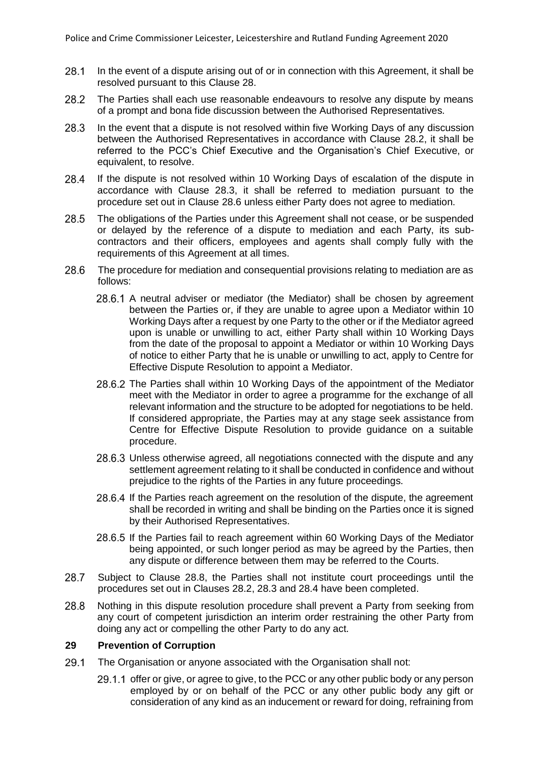28.1 In the event of a dispute arising out of or in connection with this Agreement, it shall be resolved pursuant to this Clause 28.

28.2 The Parties shall each use reasonable endeavours to resolve any dispute by means of a prompt and bona fide discussion between the Authorised Representatives.

28.3 In the event that a dispute is not resolved within five Working Days of any discussion between the Authorised Representatives in accordance with Clause 28.2, it shall be referred to the PCC's Chief Executive and the Organisation's Chief Executive, or equivalent, to resolve.

28.4 If the dispute is not resolved within 10 Working Days of escalation of the dispute in accordance with Clause 28.3, it shall be referred to mediation pursuant to the procedure set out in Clause 28.6 unless either Party does not agree to mediation.

28.5 The obligations of the Parties under this Agreement shall not cease, or be suspended or delayed by the reference of a dispute to mediation and each Party, its sub-contractors and their officers, employees and agents shall comply fully with the requirements of this Agreement at all times.

28.6 The procedure for mediation and consequential provisions relating to mediation are as follows:

28.6.1 A neutral adviser or mediator (the Mediator) shall be chosen by agreement between the Parties or, if they are unable to agree upon a Mediator within 10 Working Days after a request by one Party to the other or if the Mediator agreed upon is unable or unwilling to act, either Party shall within 10 Working Days from the date of the proposal to appoint a Mediator or within 10 Working Days of notice to either Party that he is unable or unwilling to act, apply to Centre for Effective Dispute Resolution to appoint a Mediator.

28.6.2 The Parties shall within 10 Working Days of the appointment of the Mediator meet with the Mediator in order to agree a programme for the exchange of all relevant information and the structure to be adopted for negotiations to be held. If considered appropriate, the Parties may at any stage seek assistance from Centre for Effective Dispute Resolution to provide guidance on a suitable procedure.

28.6.3 Unless otherwise agreed, all negotiations connected with the dispute and any settlement agreement relating to it shall be conducted in confidence and without prejudice to the rights of the Parties in any future proceedings.

28.6.4 If the Parties reach agreement on the resolution of the dispute, the agreement shall be recorded in writing and shall be binding on the Parties once it is signed by their Authorised Representatives.

28.6.5 If the Parties fail to reach agreement within 60 Working Days of the Mediator being appointed, or such longer period as may be agreed by the Parties, then any dispute or difference between them may be referred to the Courts.

28.7 Subject to Clause 28.8, the Parties shall not institute court proceedings until the procedures set out in Clauses 28.2, 28.3 and 28.4 have been completed.

28.8 Nothing in this dispute resolution procedure shall prevent a Party from seeking from any court of competent jurisdiction an interim order restraining the other Party from doing any act or compelling the other Party to do any act.

## 29 Prevention of Corruption

29.1 The Organisation or anyone associated with the Organisation shall not:

29.1.1 offer or give, or agree to give, to the PCC or any other public body or any person employed by or on behalf of the PCC or any other public body any gift or consideration of any kind as an inducement or reward for doing, refraining from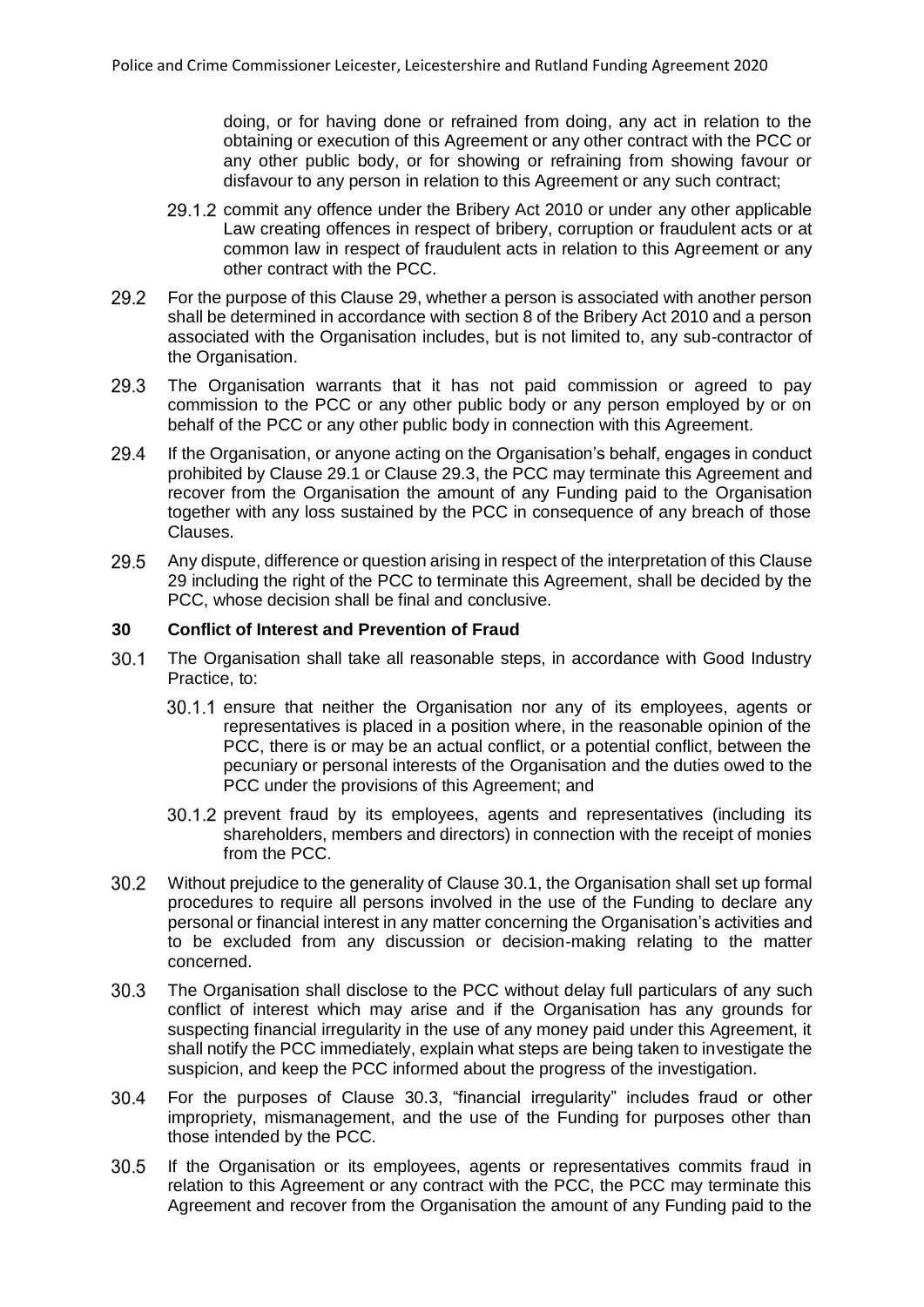doing, or for having done or refrained from doing, any act in relation to the obtaining or execution of this Agreement or any other contract with the PCC or any other public body, or for showing or refraining from showing favour or disfavour to any person in relation to this Agreement or any such contract;

29.1.2 commit any offence under the Bribery Act 2010 or under any other applicable Law creating offences in respect of bribery, corruption or fraudulent acts or at common law in respect of fraudulent acts in relation to this Agreement or any other contract with the PCC.

29.2 For the purpose of this Clause 29, whether a person is associated with another person shall be determined in accordance with section 8 of the Bribery Act 2010 and a person associated with the Organisation includes, but is not limited to, any sub-contractor of the Organisation.

29.3 The Organisation warrants that it has not paid commission or agreed to pay commission to the PCC or any other public body or any person employed by or on behalf of the PCC or any other public body in connection with this Agreement.

29.4 If the Organisation, or anyone acting on the Organisation's behalf, engages in conduct prohibited by Clause 29.1 or Clause 29.3, the PCC may terminate this Agreement and recover from the Organisation the amount of any Funding paid to the Organisation together with any loss sustained by the PCC in consequence of any breach of those Clauses.

29.5 Any dispute, difference or question arising in respect of the interpretation of this Clause 29 including the right of the PCC to terminate this Agreement, shall be decided by the PCC, whose decision shall be final and conclusive.

**30 Conflict of Interest and Prevention of Fraud**

30.1 The Organisation shall take all reasonable steps, in accordance with Good Industry Practice, to:

30.1.1 ensure that neither the Organisation nor any of its employees, agents or representatives is placed in a position where, in the reasonable opinion of the PCC, there is or may be an actual conflict, or a potential conflict, between the pecuniary or personal interests of the Organisation and the duties owed to the PCC under the provisions of this Agreement; and

30.1.2 prevent fraud by its employees, agents and representatives (including its shareholders, members and directors) in connection with the receipt of monies from the PCC.

30.2 Without prejudice to the generality of Clause 30.1, the Organisation shall set up formal procedures to require all persons involved in the use of the Funding to declare any personal or financial interest in any matter concerning the Organisation's activities and to be excluded from any discussion or decision-making relating to the matter concerned.

30.3 The Organisation shall disclose to the PCC without delay full particulars of any such conflict of interest which may arise and if the Organisation has any grounds for suspecting financial irregularity in the use of any money paid under this Agreement, it shall notify the PCC immediately, explain what steps are being taken to investigate the suspicion, and keep the PCC informed about the progress of the investigation.

30.4 For the purposes of Clause 30.3, "financial irregularity" includes fraud or other impropriety, mismanagement, and the use of the Funding for purposes other than those intended by the PCC.

30.5 If the Organisation or its employees, agents or representatives commits fraud in relation to this Agreement or any contract with the PCC, the PCC may terminate this Agreement and recover from the Organisation the amount of any Funding paid to the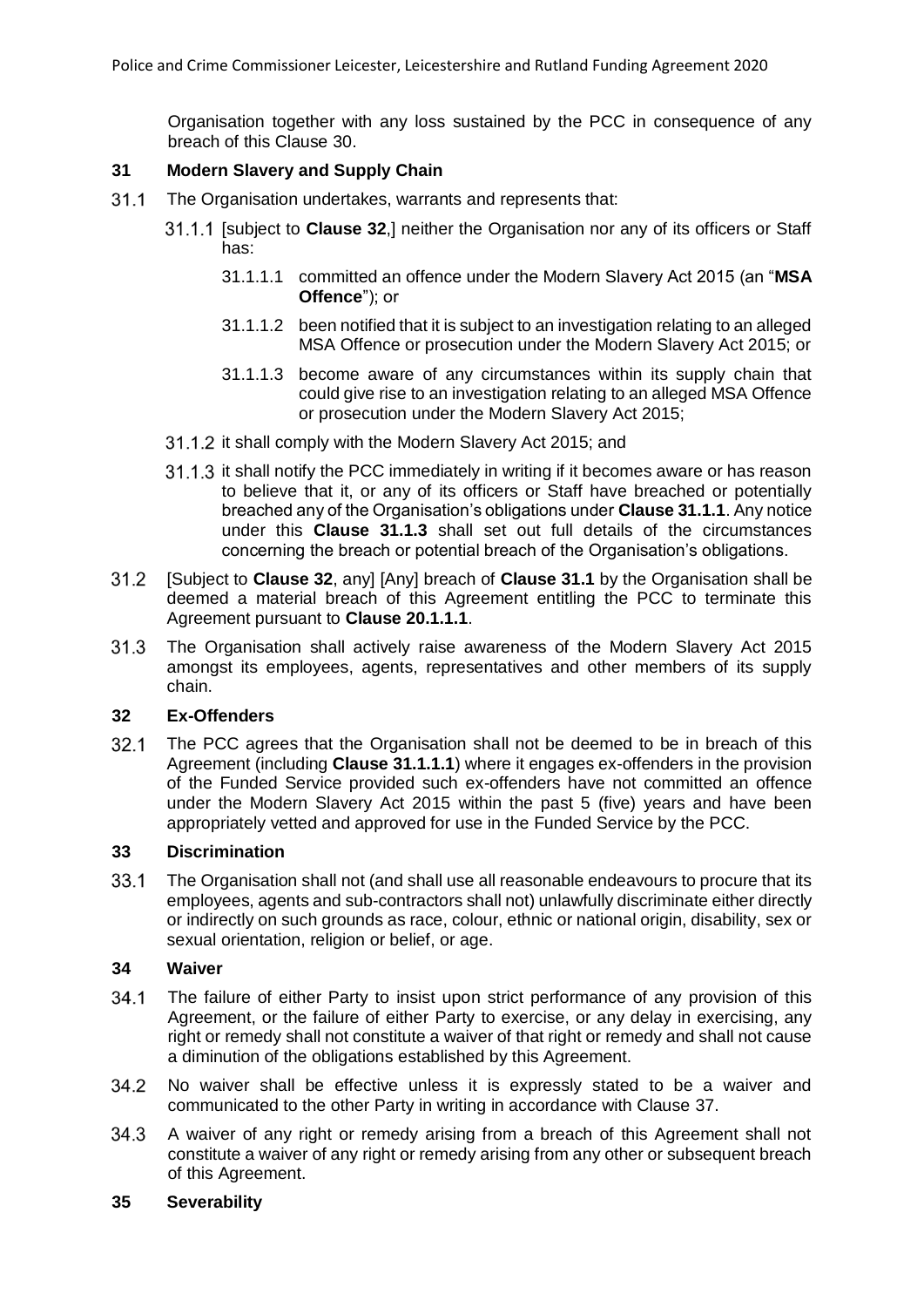Organisation together with any loss sustained by the PCC in consequence of any breach of this Clause 30.

## 31 Modern Slavery and Supply Chain

31.1 The Organisation undertakes, warrants and represents that:

31.1.1 [subject to **Clause 32**,] neither the Organisation nor any of its officers or Staff has:

31.1.1.1 committed an offence under the Modern Slavery Act 2015 (an "**MSA Offence**"); or

31.1.1.2 been notified that it is subject to an investigation relating to an alleged MSA Offence or prosecution under the Modern Slavery Act 2015; or

31.1.1.3 become aware of any circumstances within its supply chain that could give rise to an investigation relating to an alleged MSA Offence or prosecution under the Modern Slavery Act 2015;

31.1.2 it shall comply with the Modern Slavery Act 2015; and

31.1.3 it shall notify the PCC immediately in writing if it becomes aware or has reason to believe that it, or any of its officers or Staff have breached or potentially breached any of the Organisation's obligations under **Clause 31.1.1**. Any notice under this **Clause 31.1.3** shall set out full details of the circumstances concerning the breach or potential breach of the Organisation's obligations.

31.2 [Subject to **Clause 32**, any] [Any] breach of **Clause 31.1** by the Organisation shall be deemed a material breach of this Agreement entitling the PCC to terminate this Agreement pursuant to **Clause 20.1.1.1**.

31.3 The Organisation shall actively raise awareness of the Modern Slavery Act 2015 amongst its employees, agents, representatives and other members of its supply chain.

## 32 Ex-Offenders

32.1 The PCC agrees that the Organisation shall not be deemed to be in breach of this Agreement (including **Clause 31.1.1.1**) where it engages ex-offenders in the provision of the Funded Service provided such ex-offenders have not committed an offence under the Modern Slavery Act 2015 within the past 5 (five) years and have been appropriately vetted and approved for use in the Funded Service by the PCC.

## 33 Discrimination

33.1 The Organisation shall not (and shall use all reasonable endeavours to procure that its employees, agents and sub-contractors shall not) unlawfully discriminate either directly or indirectly on such grounds as race, colour, ethnic or national origin, disability, sex or sexual orientation, religion or belief, or age.

## 34 Waiver

34.1 The failure of either Party to insist upon strict performance of any provision of this Agreement, or the failure of either Party to exercise, or any delay in exercising, any right or remedy shall not constitute a waiver of that right or remedy and shall not cause a diminution of the obligations established by this Agreement.

34.2 No waiver shall be effective unless it is expressly stated to be a waiver and communicated to the other Party in writing in accordance with Clause 37.

34.3 A waiver of any right or remedy arising from a breach of this Agreement shall not constitute a waiver of any right or remedy arising from any other or subsequent breach of this Agreement.

## 35 Severability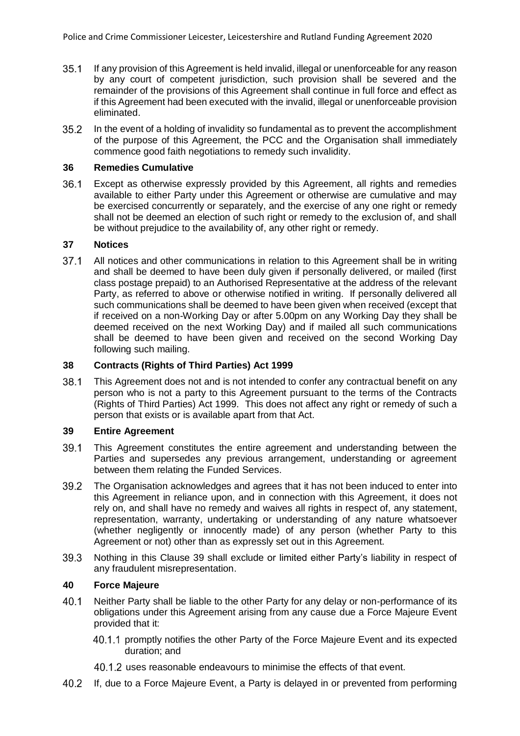35.1 If any provision of this Agreement is held invalid, illegal or unenforceable for any reason by any court of competent jurisdiction, such provision shall be severed and the remainder of the provisions of this Agreement shall continue in full force and effect as if this Agreement had been executed with the invalid, illegal or unenforceable provision eliminated.

35.2 In the event of a holding of invalidity so fundamental as to prevent the accomplishment of the purpose of this Agreement, the PCC and the Organisation shall immediately commence good faith negotiations to remedy such invalidity.

## 36 Remedies Cumulative

36.1 Except as otherwise expressly provided by this Agreement, all rights and remedies available to either Party under this Agreement or otherwise are cumulative and may be exercised concurrently or separately, and the exercise of any one right or remedy shall not be deemed an election of such right or remedy to the exclusion of, and shall be without prejudice to the availability of, any other right or remedy.

## 37 Notices

37.1 All notices and other communications in relation to this Agreement shall be in writing and shall be deemed to have been duly given if personally delivered, or mailed (first class postage prepaid) to an Authorised Representative at the address of the relevant Party, as referred to above or otherwise notified in writing. If personally delivered all such communications shall be deemed to have been given when received (except that if received on a non-Working Day or after 5.00pm on any Working Day they shall be deemed received on the next Working Day) and if mailed all such communications shall be deemed to have been given and received on the second Working Day following such mailing.

## 38 Contracts (Rights of Third Parties) Act 1999

38.1 This Agreement does not and is not intended to confer any contractual benefit on any person who is not a party to this Agreement pursuant to the terms of the Contracts (Rights of Third Parties) Act 1999. This does not affect any right or remedy of such a person that exists or is available apart from that Act.

## 39 Entire Agreement

39.1 This Agreement constitutes the entire agreement and understanding between the Parties and supersedes any previous arrangement, understanding or agreement between them relating the Funded Services.

39.2 The Organisation acknowledges and agrees that it has not been induced to enter into this Agreement in reliance upon, and in connection with this Agreement, it does not rely on, and shall have no remedy and waives all rights in respect of, any statement, representation, warranty, undertaking or understanding of any nature whatsoever (whether negligently or innocently made) of any person (whether Party to this Agreement or not) other than as expressly set out in this Agreement.

39.3 Nothing in this Clause 39 shall exclude or limited either Party's liability in respect of any fraudulent misrepresentation.

## 40 Force Majeure

40.1 Neither Party shall be liable to the other Party for any delay or non-performance of its obligations under this Agreement arising from any cause due a Force Majeure Event provided that it:

40.1.1 promptly notifies the other Party of the Force Majeure Event and its expected duration; and

40.1.2 uses reasonable endeavours to minimise the effects of that event.

40.2 If, due to a Force Majeure Event, a Party is delayed in or prevented from performing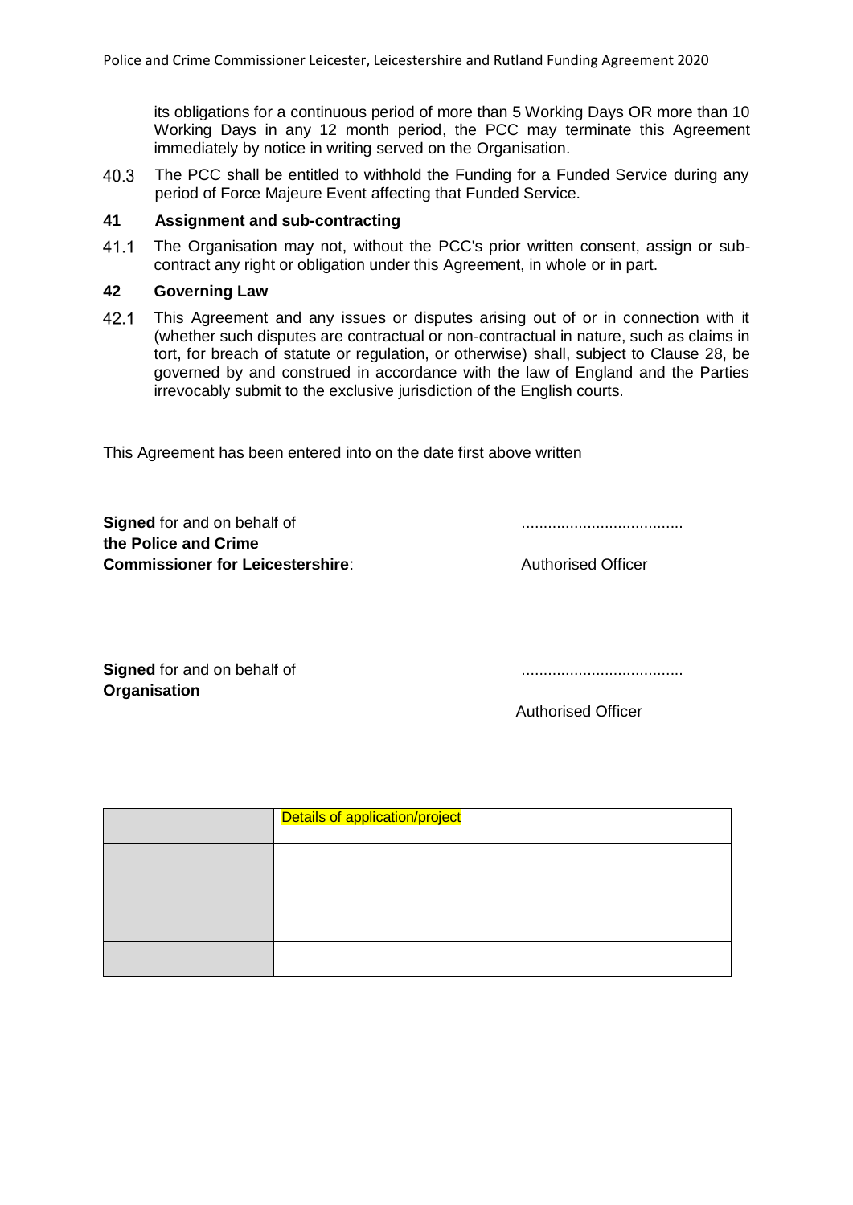its obligations for a continuous period of more than 5 Working Days OR more than 10 Working Days in any 12 month period, the PCC may terminate this Agreement immediately by notice in writing served on the Organisation.

40.3 The PCC shall be entitled to withhold the Funding for a Funded Service during any period of Force Majeure Event affecting that Funded Service.

## 41 Assignment and sub-contracting

41.1 The Organisation may not, without the PCC's prior written consent, assign or sub-contract any right or obligation under this Agreement, in whole or in part.

## 42 Governing Law

42.1 This Agreement and any issues or disputes arising out of or in connection with it (whether such disputes are contractual or non-contractual in nature, such as claims in tort, for breach of statute or regulation, or otherwise) shall, subject to Clause 28, be governed by and construed in accordance with the law of England and the Parties irrevocably submit to the exclusive jurisdiction of the English courts.

This Agreement has been entered into on the date first above written

**Signed** for and on behalf of **the Police and Crime Commissioner for Leicestershire**: .....................................

Authorised Officer

**Signed** for and on behalf of **Organisation** .....................................

Authorised Officer

| | Details of application/project |
|---|---|
| | |
| | |
| | |